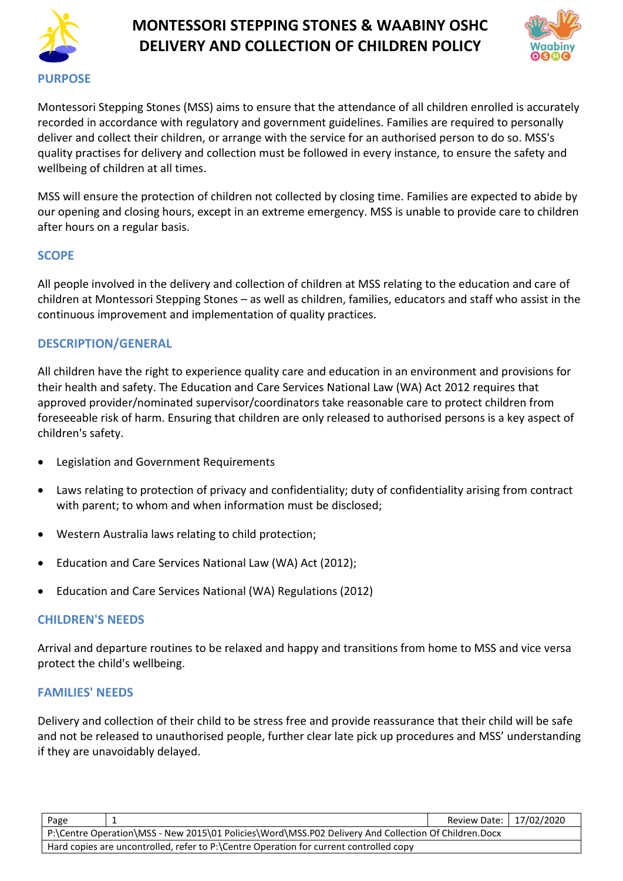# MONTESSORI STEPPING STONES & WAABINY OSHC
# DELIVERY AND COLLECTION OF CHILDREN POLICY

## PURPOSE

Montessori Stepping Stones (MSS) aims to ensure that the attendance of all children enrolled is accurately recorded in accordance with regulatory and government guidelines. Families are required to personally deliver and collect their children, or arrange with the service for an authorised person to do so. MSS's quality practises for delivery and collection must be followed in every instance, to ensure the safety and wellbeing of children at all times.

MSS will ensure the protection of children not collected by closing time. Families are expected to abide by our opening and closing hours, except in an extreme emergency. MSS is unable to provide care to children after hours on a regular basis.

## SCOPE

All people involved in the delivery and collection of children at MSS relating to the education and care of children at Montessori Stepping Stones – as well as children, families, educators and staff who assist in the continuous improvement and implementation of quality practices.

## DESCRIPTION/GENERAL

All children have the right to experience quality care and education in an environment and provisions for their health and safety. The Education and Care Services National Law (WA) Act 2012 requires that approved provider/nominated supervisor/coordinators take reasonable care to protect children from foreseeable risk of harm. Ensuring that children are only released to authorised persons is a key aspect of children's safety.

- Legislation and Government Requirements
- Laws relating to protection of privacy and confidentiality; duty of confidentiality arising from contract with parent; to whom and when information must be disclosed;
- Western Australia laws relating to child protection;
- Education and Care Services National Law (WA) Act (2012);
- Education and Care Services National (WA) Regulations (2012)

## CHILDREN'S NEEDS

Arrival and departure routines to be relaxed and happy and transitions from home to MSS and vice versa protect the child's wellbeing.

## FAMILIES' NEEDS

Delivery and collection of their child to be stress free and provide reassurance that their child will be safe and not be released to unauthorised people, further clear late pick up procedures and MSS' understanding if they are unavoidably delayed.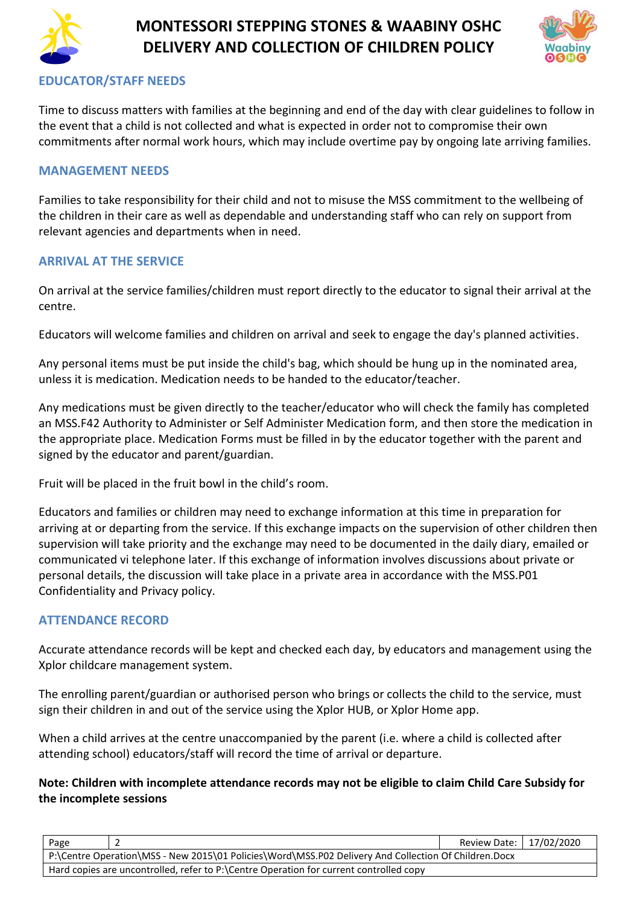## EDUCATOR/STAFF NEEDS

Time to discuss matters with families at the beginning and end of the day with clear guidelines to follow in the event that a child is not collected and what is expected in order not to compromise their own commitments after normal work hours, which may include overtime pay by ongoing late arriving families.

## MANAGEMENT NEEDS

Families to take responsibility for their child and not to misuse the MSS commitment to the wellbeing of the children in their care as well as dependable and understanding staff who can rely on support from relevant agencies and departments when in need.

## ARRIVAL AT THE SERVICE

On arrival at the service families/children must report directly to the educator to signal their arrival at the centre.

Educators will welcome families and children on arrival and seek to engage the day's planned activities.

Any personal items must be put inside the child's bag, which should be hung up in the nominated area, unless it is medication. Medication needs to be handed to the educator/teacher.

Any medications must be given directly to the teacher/educator who will check the family has completed an MSS.F42 Authority to Administer or Self Administer Medication form, and then store the medication in the appropriate place. Medication Forms must be filled in by the educator together with the parent and signed by the educator and parent/guardian.

Fruit will be placed in the fruit bowl in the child's room.

Educators and families or children may need to exchange information at this time in preparation for arriving at or departing from the service. If this exchange impacts on the supervision of other children then supervision will take priority and the exchange may need to be documented in the daily diary, emailed or communicated vi telephone later. If this exchange of information involves discussions about private or personal details, the discussion will take place in a private area in accordance with the MSS.P01 Confidentiality and Privacy policy.

## ATTENDANCE RECORD

Accurate attendance records will be kept and checked each day, by educators and management using the Xplor childcare management system.

The enrolling parent/guardian or authorised person who brings or collects the child to the service, must sign their children in and out of the service using the Xplor HUB, or Xplor Home app.

When a child arrives at the centre unaccompanied by the parent (i.e. where a child is collected after attending school) educators/staff will record the time of arrival or departure.

**Note: Children with incomplete attendance records may not be eligible to claim Child Care Subsidy for the incomplete sessions**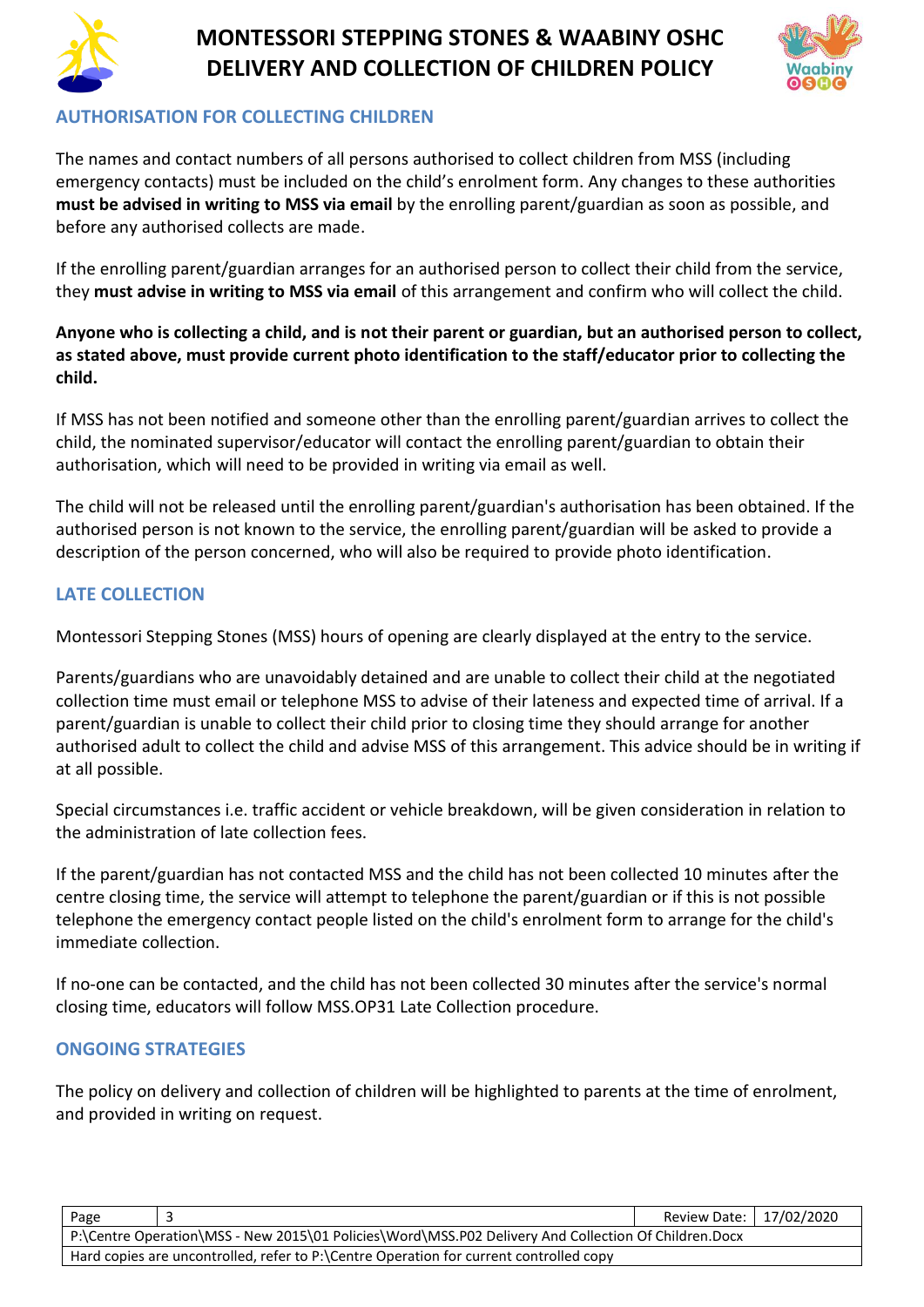## AUTHORISATION FOR COLLECTING CHILDREN

The names and contact numbers of all persons authorised to collect children from MSS (including emergency contacts) must be included on the child's enrolment form. Any changes to these authorities **must be advised in writing to MSS via email** by the enrolling parent/guardian as soon as possible, and before any authorised collects are made.

If the enrolling parent/guardian arranges for an authorised person to collect their child from the service, they **must advise in writing to MSS via email** of this arrangement and confirm who will collect the child.

**Anyone who is collecting a child, and is not their parent or guardian, but an authorised person to collect, as stated above, must provide current photo identification to the staff/educator prior to collecting the child.**

If MSS has not been notified and someone other than the enrolling parent/guardian arrives to collect the child, the nominated supervisor/educator will contact the enrolling parent/guardian to obtain their authorisation, which will need to be provided in writing via email as well.

The child will not be released until the enrolling parent/guardian's authorisation has been obtained. If the authorised person is not known to the service, the enrolling parent/guardian will be asked to provide a description of the person concerned, who will also be required to provide photo identification.

## LATE COLLECTION

Montessori Stepping Stones (MSS) hours of opening are clearly displayed at the entry to the service.

Parents/guardians who are unavoidably detained and are unable to collect their child at the negotiated collection time must email or telephone MSS to advise of their lateness and expected time of arrival. If a parent/guardian is unable to collect their child prior to closing time they should arrange for another authorised adult to collect the child and advise MSS of this arrangement. This advice should be in writing if at all possible.

Special circumstances i.e. traffic accident or vehicle breakdown, will be given consideration in relation to the administration of late collection fees.

If the parent/guardian has not contacted MSS and the child has not been collected 10 minutes after the centre closing time, the service will attempt to telephone the parent/guardian or if this is not possible telephone the emergency contact people listed on the child's enrolment form to arrange for the child's immediate collection.

If no-one can be contacted, and the child has not been collected 30 minutes after the service's normal closing time, educators will follow MSS.OP31 Late Collection procedure.

## ONGOING STRATEGIES

The policy on delivery and collection of children will be highlighted to parents at the time of enrolment, and provided in writing on request.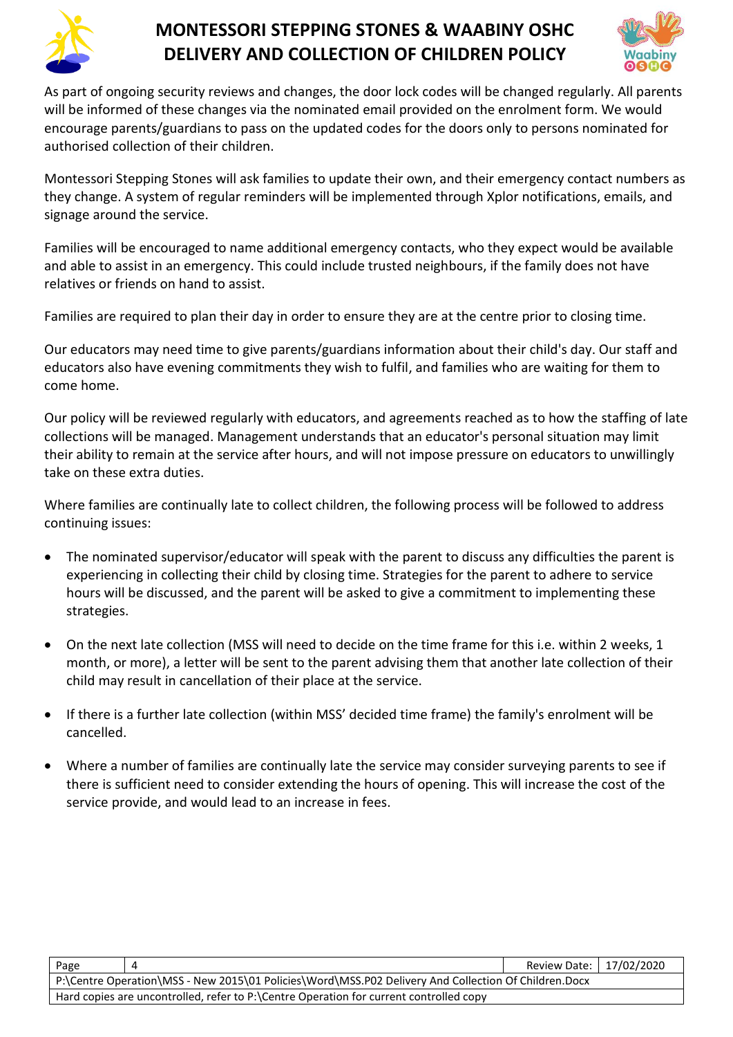As part of ongoing security reviews and changes, the door lock codes will be changed regularly. All parents will be informed of these changes via the nominated email provided on the enrolment form. We would encourage parents/guardians to pass on the updated codes for the doors only to persons nominated for authorised collection of their children.

Montessori Stepping Stones will ask families to update their own, and their emergency contact numbers as they change. A system of regular reminders will be implemented through Xplor notifications, emails, and signage around the service.

Families will be encouraged to name additional emergency contacts, who they expect would be available and able to assist in an emergency. This could include trusted neighbours, if the family does not have relatives or friends on hand to assist.

Families are required to plan their day in order to ensure they are at the centre prior to closing time.

Our educators may need time to give parents/guardians information about their child's day. Our staff and educators also have evening commitments they wish to fulfil, and families who are waiting for them to come home.

Our policy will be reviewed regularly with educators, and agreements reached as to how the staffing of late collections will be managed. Management understands that an educator's personal situation may limit their ability to remain at the service after hours, and will not impose pressure on educators to unwillingly take on these extra duties.

Where families are continually late to collect children, the following process will be followed to address continuing issues:

- The nominated supervisor/educator will speak with the parent to discuss any difficulties the parent is experiencing in collecting their child by closing time. Strategies for the parent to adhere to service hours will be discussed, and the parent will be asked to give a commitment to implementing these strategies.
- On the next late collection (MSS will need to decide on the time frame for this i.e. within 2 weeks, 1 month, or more), a letter will be sent to the parent advising them that another late collection of their child may result in cancellation of their place at the service.
- If there is a further late collection (within MSS' decided time frame) the family's enrolment will be cancelled.
- Where a number of families are continually late the service may consider surveying parents to see if there is sufficient need to consider extending the hours of opening. This will increase the cost of the service provide, and would lead to an increase in fees.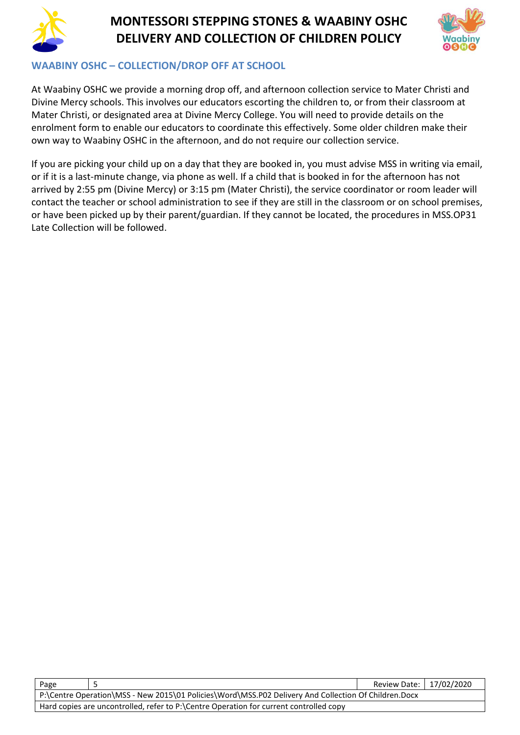## WAABINY OSHC – COLLECTION/DROP OFF AT SCHOOL

At Waabiny OSHC we provide a morning drop off, and afternoon collection service to Mater Christi and Divine Mercy schools. This involves our educators escorting the children to, or from their classroom at Mater Christi, or designated area at Divine Mercy College. You will need to provide details on the enrolment form to enable our educators to coordinate this effectively. Some older children make their own way to Waabiny OSHC in the afternoon, and do not require our collection service.

If you are picking your child up on a day that they are booked in, you must advise MSS in writing via email, or if it is a last-minute change, via phone as well. If a child that is booked in for the afternoon has not arrived by 2:55 pm (Divine Mercy) or 3:15 pm (Mater Christi), the service coordinator or room leader will contact the teacher or school administration to see if they are still in the classroom or on school premises, or have been picked up by their parent/guardian. If they cannot be located, the procedures in MSS.OP31 Late Collection will be followed.